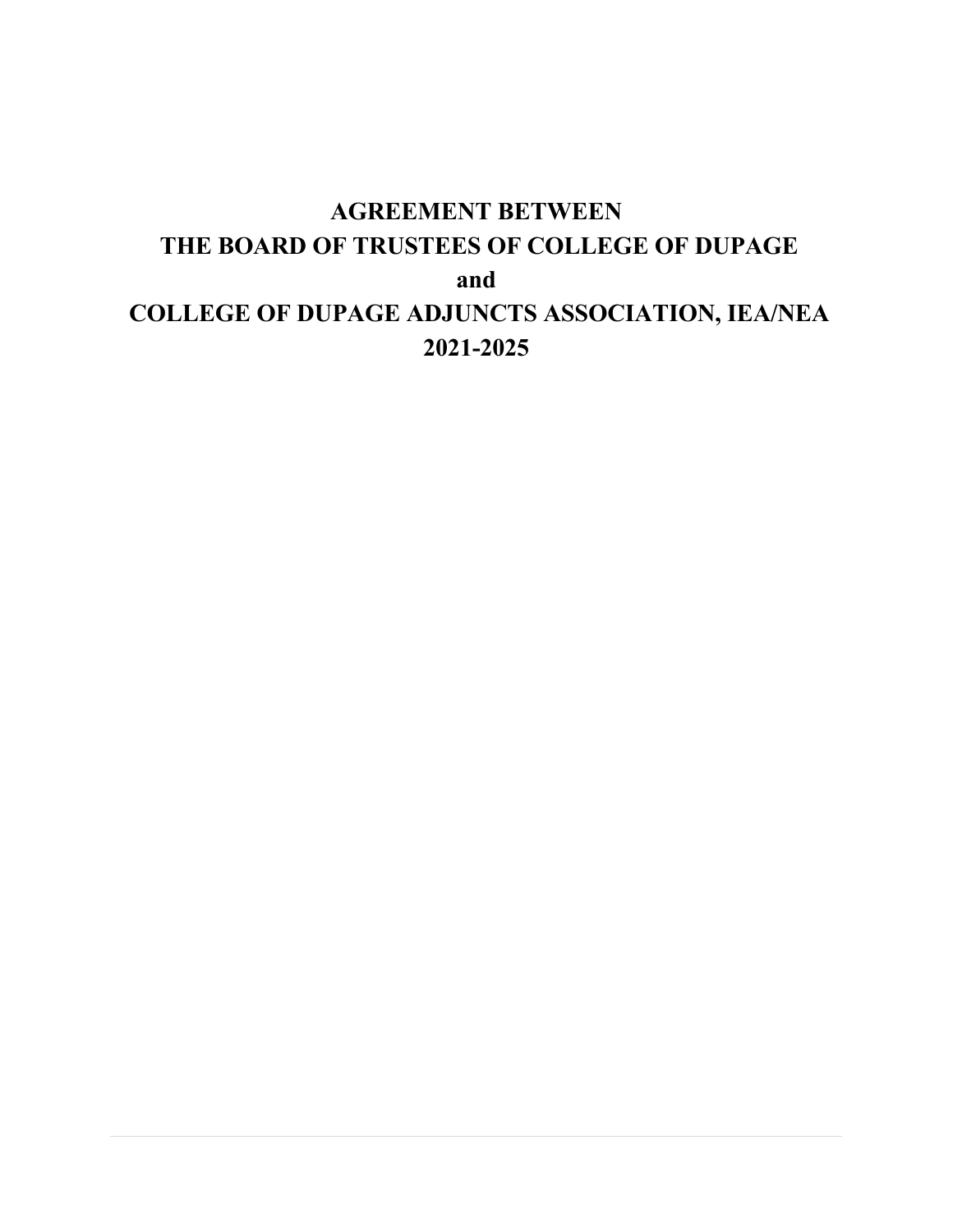# AGREEMENT BETWEEN
# THE BOARD OF TRUSTEES OF COLLEGE OF DUPAGE
# and
# COLLEGE OF DUPAGE ADJUNCTS ASSOCIATION, IEA/NEA
# 2021-2025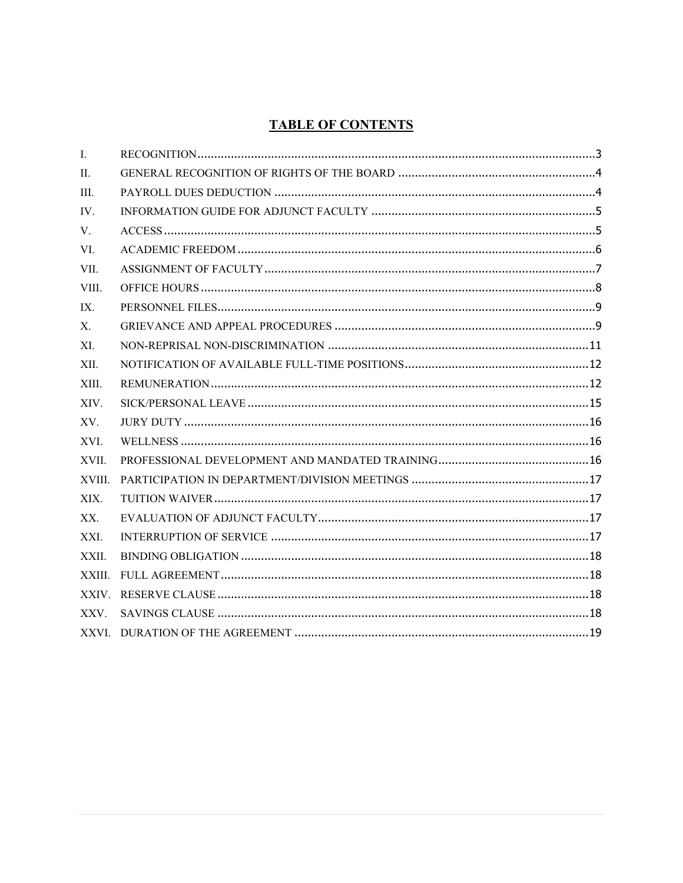# TABLE OF CONTENTS

| | | |
|---|---|---|
| I. | RECOGNITION | 3 |
| II. | GENERAL RECOGNITION OF RIGHTS OF THE BOARD | 4 |
| III. | PAYROLL DUES DEDUCTION | 4 |
| IV. | INFORMATION GUIDE FOR ADJUNCT FACULTY | 5 |
| V. | ACCESS | 5 |
| VI. | ACADEMIC FREEDOM | 6 |
| VII. | ASSIGNMENT OF FACULTY | 7 |
| VIII. | OFFICE HOURS | 8 |
| IX. | PERSONNEL FILES | 9 |
| X. | GRIEVANCE AND APPEAL PROCEDURES | 9 |
| XI. | NON-REPRISAL NON-DISCRIMINATION | 11 |
| XII. | NOTIFICATION OF AVAILABLE FULL-TIME POSITIONS | 12 |
| XIII. | REMUNERATION | 12 |
| XIV. | SICK/PERSONAL LEAVE | 15 |
| XV. | JURY DUTY | 16 |
| XVI. | WELLNESS | 16 |
| XVII. | PROFESSIONAL DEVELOPMENT AND MANDATED TRAINING | 16 |
| XVIII. | PARTICIPATION IN DEPARTMENT/DIVISION MEETINGS | 17 |
| XIX. | TUITION WAIVER | 17 |
| XX. | EVALUATION OF ADJUNCT FACULTY | 17 |
| XXI. | INTERRUPTION OF SERVICE | 17 |
| XXII. | BINDING OBLIGATION | 18 |
| XXIII. | FULL AGREEMENT | 18 |
| XXIV. | RESERVE CLAUSE | 18 |
| XXV. | SAVINGS CLAUSE | 18 |
| XXVI. | DURATION OF THE AGREEMENT | 19 |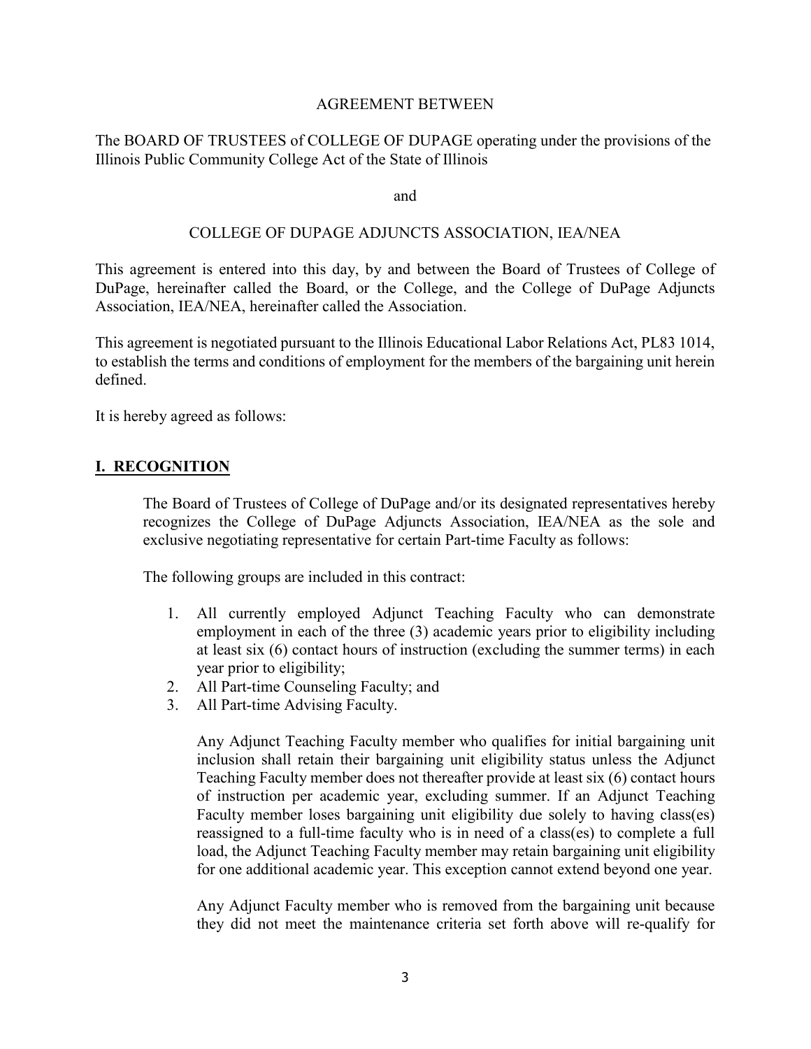AGREEMENT BETWEEN

The BOARD OF TRUSTEES of COLLEGE OF DUPAGE operating under the provisions of the Illinois Public Community College Act of the State of Illinois

and

COLLEGE OF DUPAGE ADJUNCTS ASSOCIATION, IEA/NEA

This agreement is entered into this day, by and between the Board of Trustees of College of DuPage, hereinafter called the Board, or the College, and the College of DuPage Adjuncts Association, IEA/NEA, hereinafter called the Association.

This agreement is negotiated pursuant to the Illinois Educational Labor Relations Act, PL83 1014, to establish the terms and conditions of employment for the members of the bargaining unit herein defined.

It is hereby agreed as follows:

## I. RECOGNITION

The Board of Trustees of College of DuPage and/or its designated representatives hereby recognizes the College of DuPage Adjuncts Association, IEA/NEA as the sole and exclusive negotiating representative for certain Part-time Faculty as follows:

The following groups are included in this contract:

1. All currently employed Adjunct Teaching Faculty who can demonstrate employment in each of the three (3) academic years prior to eligibility including at least six (6) contact hours of instruction (excluding the summer terms) in each year prior to eligibility;
2. All Part-time Counseling Faculty; and
3. All Part-time Advising Faculty.

Any Adjunct Teaching Faculty member who qualifies for initial bargaining unit inclusion shall retain their bargaining unit eligibility status unless the Adjunct Teaching Faculty member does not thereafter provide at least six (6) contact hours of instruction per academic year, excluding summer. If an Adjunct Teaching Faculty member loses bargaining unit eligibility due solely to having class(es) reassigned to a full-time faculty who is in need of a class(es) to complete a full load, the Adjunct Teaching Faculty member may retain bargaining unit eligibility for one additional academic year. This exception cannot extend beyond one year.

Any Adjunct Faculty member who is removed from the bargaining unit because they did not meet the maintenance criteria set forth above will re-qualify for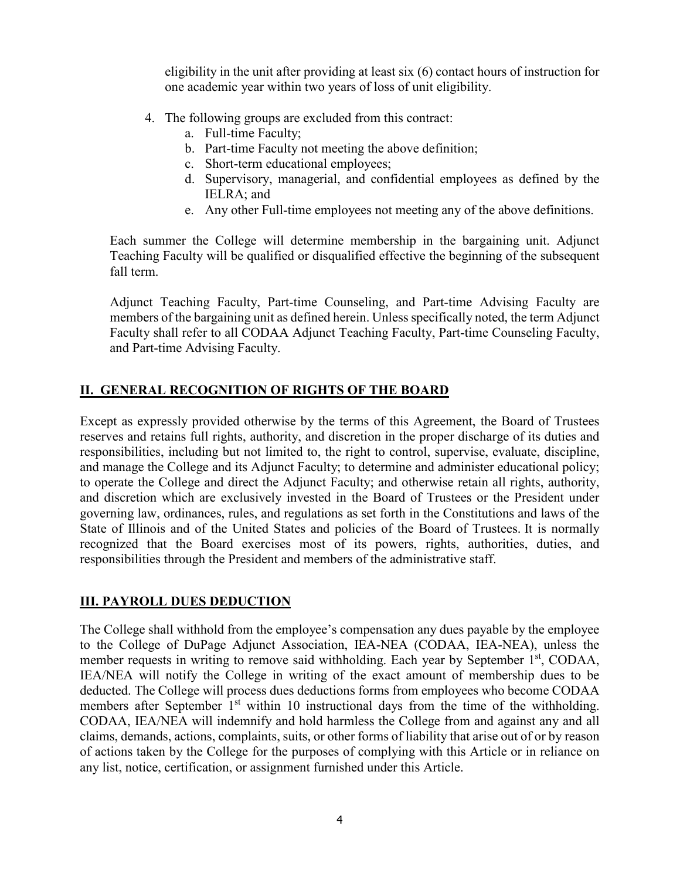eligibility in the unit after providing at least six (6) contact hours of instruction for one academic year within two years of loss of unit eligibility.

4. The following groups are excluded from this contract:
   a. Full-time Faculty;
   b. Part-time Faculty not meeting the above definition;
   c. Short-term educational employees;
   d. Supervisory, managerial, and confidential employees as defined by the IELRA; and
   e. Any other Full-time employees not meeting any of the above definitions.

Each summer the College will determine membership in the bargaining unit. Adjunct Teaching Faculty will be qualified or disqualified effective the beginning of the subsequent fall term.

Adjunct Teaching Faculty, Part-time Counseling, and Part-time Advising Faculty are members of the bargaining unit as defined herein. Unless specifically noted, the term Adjunct Faculty shall refer to all CODAA Adjunct Teaching Faculty, Part-time Counseling Faculty, and Part-time Advising Faculty.

## II. GENERAL RECOGNITION OF RIGHTS OF THE BOARD

Except as expressly provided otherwise by the terms of this Agreement, the Board of Trustees reserves and retains full rights, authority, and discretion in the proper discharge of its duties and responsibilities, including but not limited to, the right to control, supervise, evaluate, discipline, and manage the College and its Adjunct Faculty; to determine and administer educational policy; to operate the College and direct the Adjunct Faculty; and otherwise retain all rights, authority, and discretion which are exclusively invested in the Board of Trustees or the President under governing law, ordinances, rules, and regulations as set forth in the Constitutions and laws of the State of Illinois and of the United States and policies of the Board of Trustees. It is normally recognized that the Board exercises most of its powers, rights, authorities, duties, and responsibilities through the President and members of the administrative staff.

## III. PAYROLL DUES DEDUCTION

The College shall withhold from the employee's compensation any dues payable by the employee to the College of DuPage Adjunct Association, IEA-NEA (CODAA, IEA-NEA), unless the member requests in writing to remove said withholding. Each year by September 1st, CODAA, IEA/NEA will notify the College in writing of the exact amount of membership dues to be deducted. The College will process dues deductions forms from employees who become CODAA members after September 1st within 10 instructional days from the time of the withholding. CODAA, IEA/NEA will indemnify and hold harmless the College from and against any and all claims, demands, actions, complaints, suits, or other forms of liability that arise out of or by reason of actions taken by the College for the purposes of complying with this Article or in reliance on any list, notice, certification, or assignment furnished under this Article.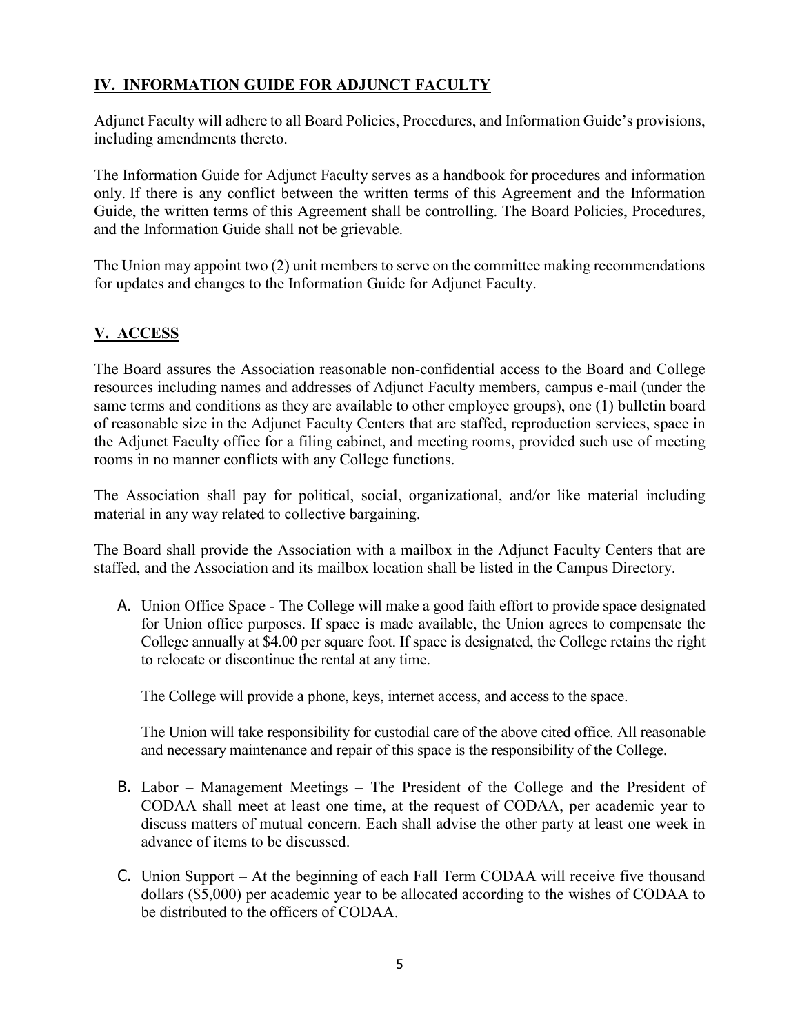## IV. INFORMATION GUIDE FOR ADJUNCT FACULTY

Adjunct Faculty will adhere to all Board Policies, Procedures, and Information Guide's provisions, including amendments thereto.

The Information Guide for Adjunct Faculty serves as a handbook for procedures and information only. If there is any conflict between the written terms of this Agreement and the Information Guide, the written terms of this Agreement shall be controlling. The Board Policies, Procedures, and the Information Guide shall not be grievable.

The Union may appoint two (2) unit members to serve on the committee making recommendations for updates and changes to the Information Guide for Adjunct Faculty.

## V. ACCESS

The Board assures the Association reasonable non-confidential access to the Board and College resources including names and addresses of Adjunct Faculty members, campus e-mail (under the same terms and conditions as they are available to other employee groups), one (1) bulletin board of reasonable size in the Adjunct Faculty Centers that are staffed, reproduction services, space in the Adjunct Faculty office for a filing cabinet, and meeting rooms, provided such use of meeting rooms in no manner conflicts with any College functions.

The Association shall pay for political, social, organizational, and/or like material including material in any way related to collective bargaining.

The Board shall provide the Association with a mailbox in the Adjunct Faculty Centers that are staffed, and the Association and its mailbox location shall be listed in the Campus Directory.

A. Union Office Space - The College will make a good faith effort to provide space designated for Union office purposes. If space is made available, the Union agrees to compensate the College annually at $4.00 per square foot. If space is designated, the College retains the right to relocate or discontinue the rental at any time.

   The College will provide a phone, keys, internet access, and access to the space.

   The Union will take responsibility for custodial care of the above cited office. All reasonable and necessary maintenance and repair of this space is the responsibility of the College.

B. Labor – Management Meetings – The President of the College and the President of CODAA shall meet at least one time, at the request of CODAA, per academic year to discuss matters of mutual concern. Each shall advise the other party at least one week in advance of items to be discussed.

C. Union Support – At the beginning of each Fall Term CODAA will receive five thousand dollars ($5,000) per academic year to be allocated according to the wishes of CODAA to be distributed to the officers of CODAA.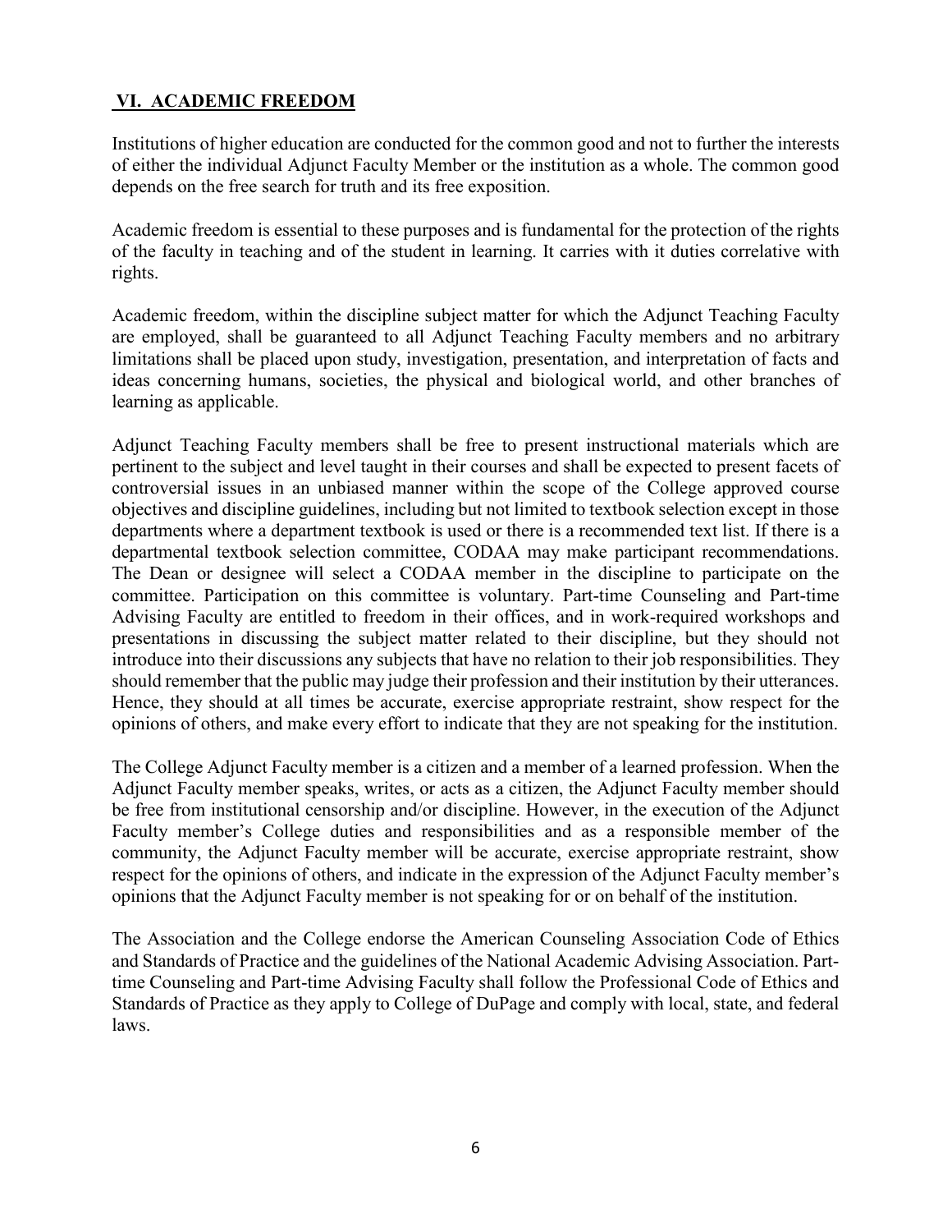## VI. ACADEMIC FREEDOM

Institutions of higher education are conducted for the common good and not to further the interests of either the individual Adjunct Faculty Member or the institution as a whole. The common good depends on the free search for truth and its free exposition.

Academic freedom is essential to these purposes and is fundamental for the protection of the rights of the faculty in teaching and of the student in learning. It carries with it duties correlative with rights.

Academic freedom, within the discipline subject matter for which the Adjunct Teaching Faculty are employed, shall be guaranteed to all Adjunct Teaching Faculty members and no arbitrary limitations shall be placed upon study, investigation, presentation, and interpretation of facts and ideas concerning humans, societies, the physical and biological world, and other branches of learning as applicable.

Adjunct Teaching Faculty members shall be free to present instructional materials which are pertinent to the subject and level taught in their courses and shall be expected to present facets of controversial issues in an unbiased manner within the scope of the College approved course objectives and discipline guidelines, including but not limited to textbook selection except in those departments where a department textbook is used or there is a recommended text list. If there is a departmental textbook selection committee, CODAA may make participant recommendations. The Dean or designee will select a CODAA member in the discipline to participate on the committee. Participation on this committee is voluntary. Part-time Counseling and Part-time Advising Faculty are entitled to freedom in their offices, and in work-required workshops and presentations in discussing the subject matter related to their discipline, but they should not introduce into their discussions any subjects that have no relation to their job responsibilities. They should remember that the public may judge their profession and their institution by their utterances. Hence, they should at all times be accurate, exercise appropriate restraint, show respect for the opinions of others, and make every effort to indicate that they are not speaking for the institution.

The College Adjunct Faculty member is a citizen and a member of a learned profession. When the Adjunct Faculty member speaks, writes, or acts as a citizen, the Adjunct Faculty member should be free from institutional censorship and/or discipline. However, in the execution of the Adjunct Faculty member's College duties and responsibilities and as a responsible member of the community, the Adjunct Faculty member will be accurate, exercise appropriate restraint, show respect for the opinions of others, and indicate in the expression of the Adjunct Faculty member's opinions that the Adjunct Faculty member is not speaking for or on behalf of the institution.

The Association and the College endorse the American Counseling Association Code of Ethics and Standards of Practice and the guidelines of the National Academic Advising Association. Part-time Counseling and Part-time Advising Faculty shall follow the Professional Code of Ethics and Standards of Practice as they apply to College of DuPage and comply with local, state, and federal laws.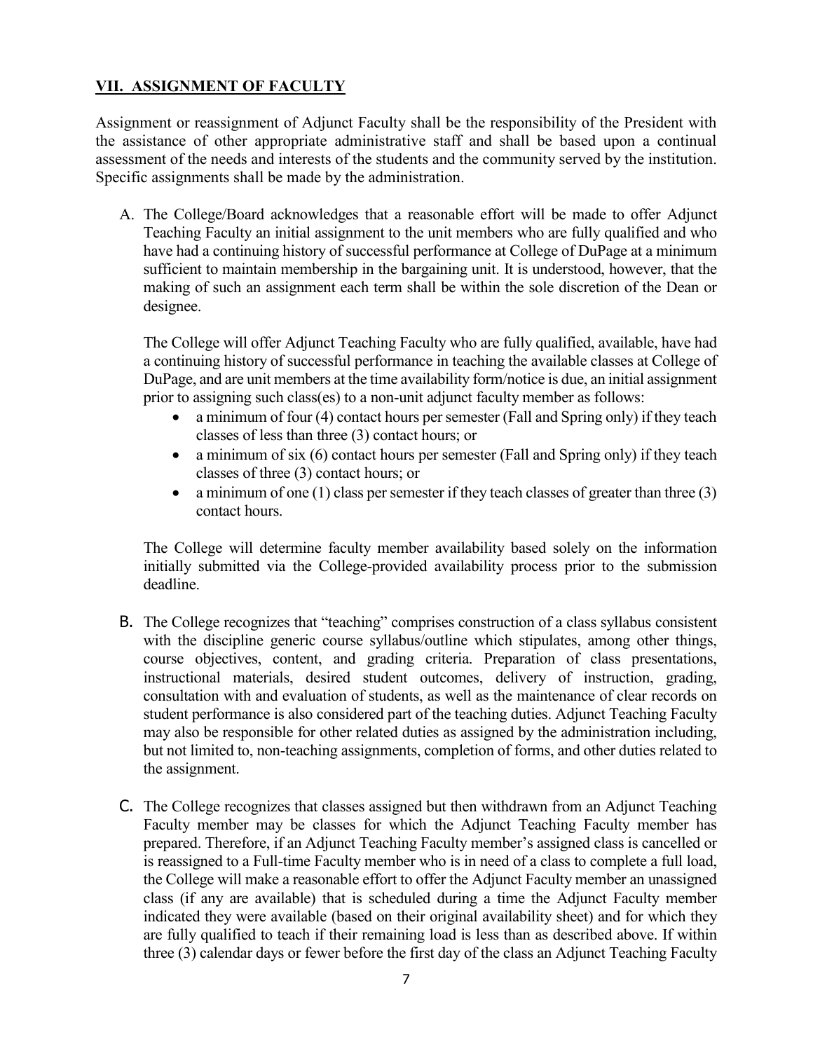## VII. ASSIGNMENT OF FACULTY

Assignment or reassignment of Adjunct Faculty shall be the responsibility of the President with the assistance of other appropriate administrative staff and shall be based upon a continual assessment of the needs and interests of the students and the community served by the institution. Specific assignments shall be made by the administration.

A. The College/Board acknowledges that a reasonable effort will be made to offer Adjunct Teaching Faculty an initial assignment to the unit members who are fully qualified and who have had a continuing history of successful performance at College of DuPage at a minimum sufficient to maintain membership in the bargaining unit. It is understood, however, that the making of such an assignment each term shall be within the sole discretion of the Dean or designee.

   The College will offer Adjunct Teaching Faculty who are fully qualified, available, have had a continuing history of successful performance in teaching the available classes at College of DuPage, and are unit members at the time availability form/notice is due, an initial assignment prior to assigning such class(es) to a non-unit adjunct faculty member as follows:

   - a minimum of four (4) contact hours per semester (Fall and Spring only) if they teach classes of less than three (3) contact hours; or
   - a minimum of six (6) contact hours per semester (Fall and Spring only) if they teach classes of three (3) contact hours; or
   - a minimum of one (1) class per semester if they teach classes of greater than three (3) contact hours.

   The College will determine faculty member availability based solely on the information initially submitted via the College-provided availability process prior to the submission deadline.

B. The College recognizes that "teaching" comprises construction of a class syllabus consistent with the discipline generic course syllabus/outline which stipulates, among other things, course objectives, content, and grading criteria. Preparation of class presentations, instructional materials, desired student outcomes, delivery of instruction, grading, consultation with and evaluation of students, as well as the maintenance of clear records on student performance is also considered part of the teaching duties. Adjunct Teaching Faculty may also be responsible for other related duties as assigned by the administration including, but not limited to, non-teaching assignments, completion of forms, and other duties related to the assignment.

C. The College recognizes that classes assigned but then withdrawn from an Adjunct Teaching Faculty member may be classes for which the Adjunct Teaching Faculty member has prepared. Therefore, if an Adjunct Teaching Faculty member's assigned class is cancelled or is reassigned to a Full-time Faculty member who is in need of a class to complete a full load, the College will make a reasonable effort to offer the Adjunct Faculty member an unassigned class (if any are available) that is scheduled during a time the Adjunct Faculty member indicated they were available (based on their original availability sheet) and for which they are fully qualified to teach if their remaining load is less than as described above. If within three (3) calendar days or fewer before the first day of the class an Adjunct Teaching Faculty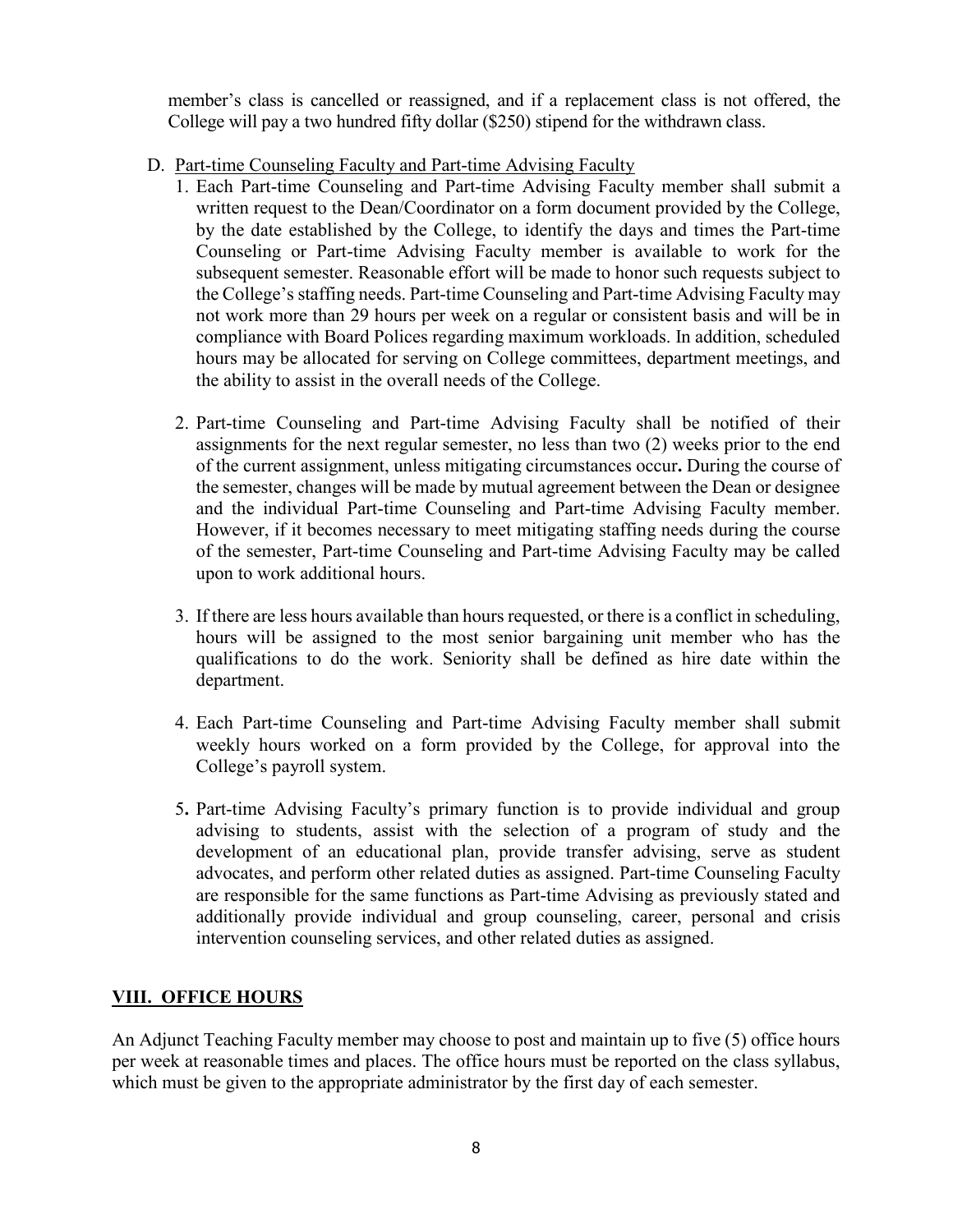member's class is cancelled or reassigned, and if a replacement class is not offered, the College will pay a two hundred fifty dollar ($250) stipend for the withdrawn class.

D. Part-time Counseling Faculty and Part-time Advising Faculty

1. Each Part-time Counseling and Part-time Advising Faculty member shall submit a written request to the Dean/Coordinator on a form document provided by the College, by the date established by the College, to identify the days and times the Part-time Counseling or Part-time Advising Faculty member is available to work for the subsequent semester. Reasonable effort will be made to honor such requests subject to the College's staffing needs. Part-time Counseling and Part-time Advising Faculty may not work more than 29 hours per week on a regular or consistent basis and will be in compliance with Board Polices regarding maximum workloads. In addition, scheduled hours may be allocated for serving on College committees, department meetings, and the ability to assist in the overall needs of the College.

2. Part-time Counseling and Part-time Advising Faculty shall be notified of their assignments for the next regular semester, no less than two (2) weeks prior to the end of the current assignment, unless mitigating circumstances occur**.** During the course of the semester, changes will be made by mutual agreement between the Dean or designee and the individual Part-time Counseling and Part-time Advising Faculty member. However, if it becomes necessary to meet mitigating staffing needs during the course of the semester, Part-time Counseling and Part-time Advising Faculty may be called upon to work additional hours.

3. If there are less hours available than hours requested, or there is a conflict in scheduling, hours will be assigned to the most senior bargaining unit member who has the qualifications to do the work. Seniority shall be defined as hire date within the department.

4. Each Part-time Counseling and Part-time Advising Faculty member shall submit weekly hours worked on a form provided by the College, for approval into the College's payroll system.

5. Part-time Advising Faculty's primary function is to provide individual and group advising to students, assist with the selection of a program of study and the development of an educational plan, provide transfer advising, serve as student advocates, and perform other related duties as assigned. Part-time Counseling Faculty are responsible for the same functions as Part-time Advising as previously stated and additionally provide individual and group counseling, career, personal and crisis intervention counseling services, and other related duties as assigned.

## VIII. OFFICE HOURS

An Adjunct Teaching Faculty member may choose to post and maintain up to five (5) office hours per week at reasonable times and places. The office hours must be reported on the class syllabus, which must be given to the appropriate administrator by the first day of each semester.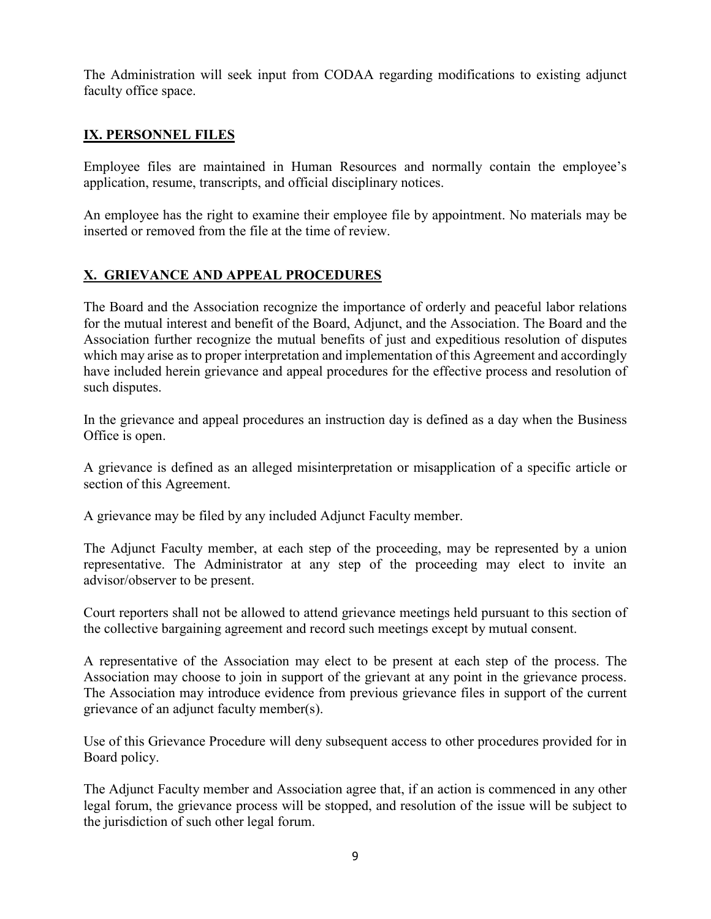The Administration will seek input from CODAA regarding modifications to existing adjunct faculty office space.

## IX. PERSONNEL FILES

Employee files are maintained in Human Resources and normally contain the employee's application, resume, transcripts, and official disciplinary notices.

An employee has the right to examine their employee file by appointment. No materials may be inserted or removed from the file at the time of review.

## X. GRIEVANCE AND APPEAL PROCEDURES

The Board and the Association recognize the importance of orderly and peaceful labor relations for the mutual interest and benefit of the Board, Adjunct, and the Association. The Board and the Association further recognize the mutual benefits of just and expeditious resolution of disputes which may arise as to proper interpretation and implementation of this Agreement and accordingly have included herein grievance and appeal procedures for the effective process and resolution of such disputes.

In the grievance and appeal procedures an instruction day is defined as a day when the Business Office is open.

A grievance is defined as an alleged misinterpretation or misapplication of a specific article or section of this Agreement.

A grievance may be filed by any included Adjunct Faculty member.

The Adjunct Faculty member, at each step of the proceeding, may be represented by a union representative. The Administrator at any step of the proceeding may elect to invite an advisor/observer to be present.

Court reporters shall not be allowed to attend grievance meetings held pursuant to this section of the collective bargaining agreement and record such meetings except by mutual consent.

A representative of the Association may elect to be present at each step of the process. The Association may choose to join in support of the grievant at any point in the grievance process. The Association may introduce evidence from previous grievance files in support of the current grievance of an adjunct faculty member(s).

Use of this Grievance Procedure will deny subsequent access to other procedures provided for in Board policy.

The Adjunct Faculty member and Association agree that, if an action is commenced in any other legal forum, the grievance process will be stopped, and resolution of the issue will be subject to the jurisdiction of such other legal forum.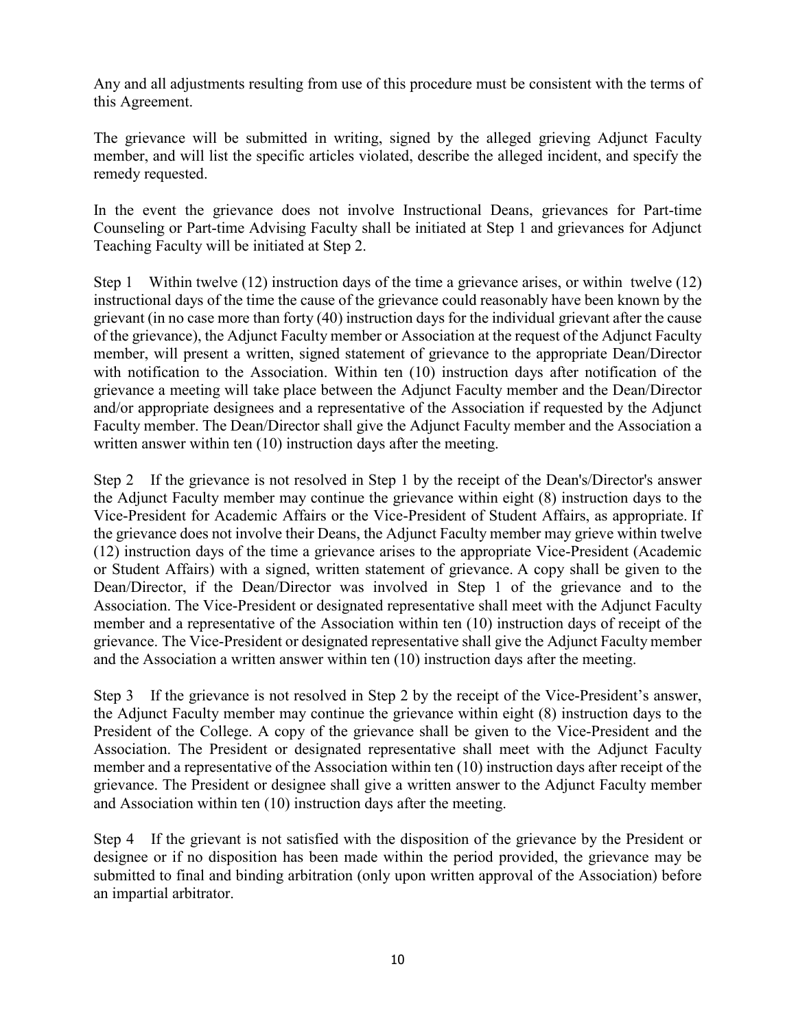Any and all adjustments resulting from use of this procedure must be consistent with the terms of this Agreement.

The grievance will be submitted in writing, signed by the alleged grieving Adjunct Faculty member, and will list the specific articles violated, describe the alleged incident, and specify the remedy requested.

In the event the grievance does not involve Instructional Deans, grievances for Part-time Counseling or Part-time Advising Faculty shall be initiated at Step 1 and grievances for Adjunct Teaching Faculty will be initiated at Step 2.

Step 1 Within twelve (12) instruction days of the time a grievance arises, or within twelve (12) instructional days of the time the cause of the grievance could reasonably have been known by the grievant (in no case more than forty (40) instruction days for the individual grievant after the cause of the grievance), the Adjunct Faculty member or Association at the request of the Adjunct Faculty member, will present a written, signed statement of grievance to the appropriate Dean/Director with notification to the Association. Within ten (10) instruction days after notification of the grievance a meeting will take place between the Adjunct Faculty member and the Dean/Director and/or appropriate designees and a representative of the Association if requested by the Adjunct Faculty member. The Dean/Director shall give the Adjunct Faculty member and the Association a written answer within ten (10) instruction days after the meeting.

Step 2 If the grievance is not resolved in Step 1 by the receipt of the Dean's/Director's answer the Adjunct Faculty member may continue the grievance within eight (8) instruction days to the Vice-President for Academic Affairs or the Vice-President of Student Affairs, as appropriate. If the grievance does not involve their Deans, the Adjunct Faculty member may grieve within twelve (12) instruction days of the time a grievance arises to the appropriate Vice-President (Academic or Student Affairs) with a signed, written statement of grievance. A copy shall be given to the Dean/Director, if the Dean/Director was involved in Step 1 of the grievance and to the Association. The Vice-President or designated representative shall meet with the Adjunct Faculty member and a representative of the Association within ten (10) instruction days of receipt of the grievance. The Vice-President or designated representative shall give the Adjunct Faculty member and the Association a written answer within ten (10) instruction days after the meeting.

Step 3 If the grievance is not resolved in Step 2 by the receipt of the Vice-President's answer, the Adjunct Faculty member may continue the grievance within eight (8) instruction days to the President of the College. A copy of the grievance shall be given to the Vice-President and the Association. The President or designated representative shall meet with the Adjunct Faculty member and a representative of the Association within ten (10) instruction days after receipt of the grievance. The President or designee shall give a written answer to the Adjunct Faculty member and Association within ten (10) instruction days after the meeting.

Step 4 If the grievant is not satisfied with the disposition of the grievance by the President or designee or if no disposition has been made within the period provided, the grievance may be submitted to final and binding arbitration (only upon written approval of the Association) before an impartial arbitrator.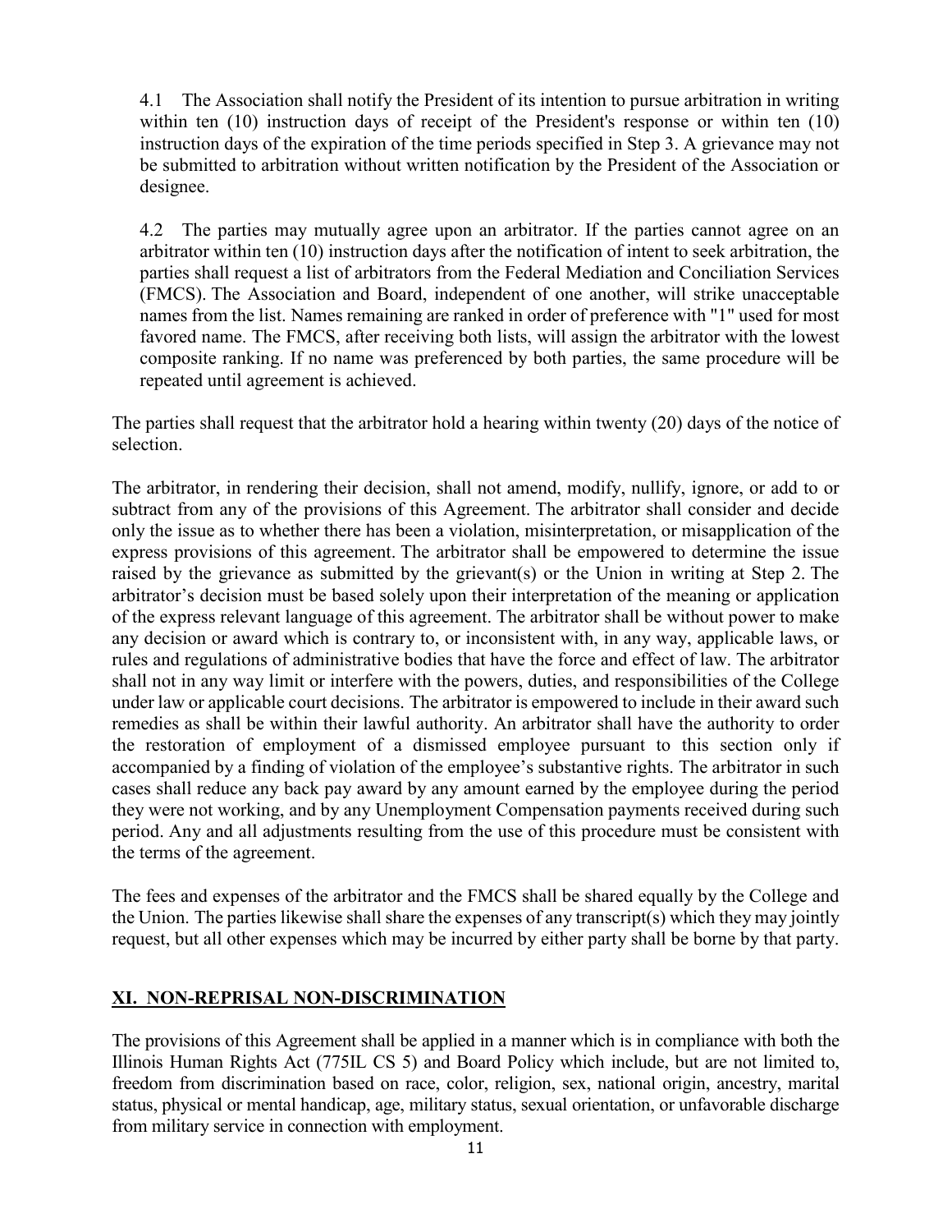4.1 The Association shall notify the President of its intention to pursue arbitration in writing within ten (10) instruction days of receipt of the President's response or within ten (10) instruction days of the expiration of the time periods specified in Step 3. A grievance may not be submitted to arbitration without written notification by the President of the Association or designee.

4.2 The parties may mutually agree upon an arbitrator. If the parties cannot agree on an arbitrator within ten (10) instruction days after the notification of intent to seek arbitration, the parties shall request a list of arbitrators from the Federal Mediation and Conciliation Services (FMCS). The Association and Board, independent of one another, will strike unacceptable names from the list. Names remaining are ranked in order of preference with "1" used for most favored name. The FMCS, after receiving both lists, will assign the arbitrator with the lowest composite ranking. If no name was preferenced by both parties, the same procedure will be repeated until agreement is achieved.

The parties shall request that the arbitrator hold a hearing within twenty (20) days of the notice of selection.

The arbitrator, in rendering their decision, shall not amend, modify, nullify, ignore, or add to or subtract from any of the provisions of this Agreement. The arbitrator shall consider and decide only the issue as to whether there has been a violation, misinterpretation, or misapplication of the express provisions of this agreement. The arbitrator shall be empowered to determine the issue raised by the grievance as submitted by the grievant(s) or the Union in writing at Step 2. The arbitrator's decision must be based solely upon their interpretation of the meaning or application of the express relevant language of this agreement. The arbitrator shall be without power to make any decision or award which is contrary to, or inconsistent with, in any way, applicable laws, or rules and regulations of administrative bodies that have the force and effect of law. The arbitrator shall not in any way limit or interfere with the powers, duties, and responsibilities of the College under law or applicable court decisions. The arbitrator is empowered to include in their award such remedies as shall be within their lawful authority. An arbitrator shall have the authority to order the restoration of employment of a dismissed employee pursuant to this section only if accompanied by a finding of violation of the employee's substantive rights. The arbitrator in such cases shall reduce any back pay award by any amount earned by the employee during the period they were not working, and by any Unemployment Compensation payments received during such period. Any and all adjustments resulting from the use of this procedure must be consistent with the terms of the agreement.

The fees and expenses of the arbitrator and the FMCS shall be shared equally by the College and the Union. The parties likewise shall share the expenses of any transcript(s) which they may jointly request, but all other expenses which may be incurred by either party shall be borne by that party.

## XI. NON-REPRISAL NON-DISCRIMINATION

The provisions of this Agreement shall be applied in a manner which is in compliance with both the Illinois Human Rights Act (775IL CS 5) and Board Policy which include, but are not limited to, freedom from discrimination based on race, color, religion, sex, national origin, ancestry, marital status, physical or mental handicap, age, military status, sexual orientation, or unfavorable discharge from military service in connection with employment.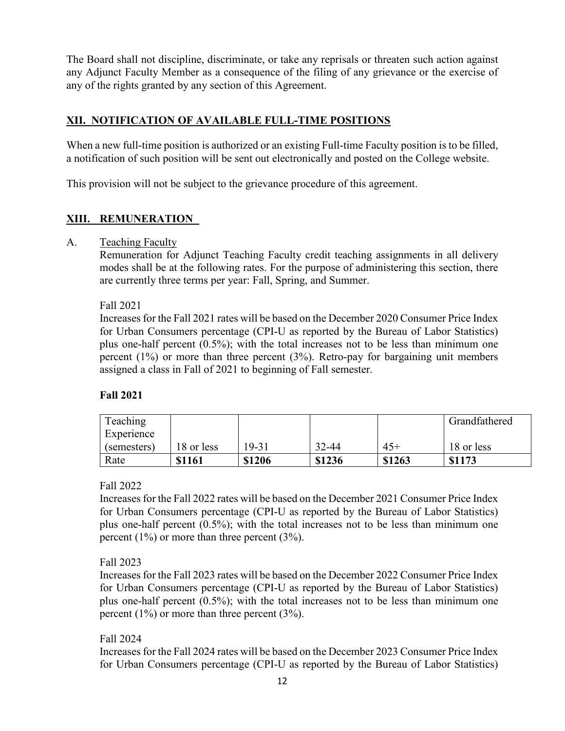The Board shall not discipline, discriminate, or take any reprisals or threaten such action against any Adjunct Faculty Member as a consequence of the filing of any grievance or the exercise of any of the rights granted by any section of this Agreement.

## XII. NOTIFICATION OF AVAILABLE FULL-TIME POSITIONS

When a new full-time position is authorized or an existing Full-time Faculty position is to be filled, a notification of such position will be sent out electronically and posted on the College website.

This provision will not be subject to the grievance procedure of this agreement.

## XIII. REMUNERATION

A. Teaching Faculty

Remuneration for Adjunct Teaching Faculty credit teaching assignments in all delivery modes shall be at the following rates. For the purpose of administering this section, there are currently three terms per year: Fall, Spring, and Summer.

Fall 2021

Increases for the Fall 2021 rates will be based on the December 2020 Consumer Price Index for Urban Consumers percentage (CPI-U as reported by the Bureau of Labor Statistics) plus one-half percent (0.5%); with the total increases not to be less than minimum one percent (1%) or more than three percent (3%). Retro-pay for bargaining unit members assigned a class in Fall of 2021 to beginning of Fall semester.

**Fall 2021**

| Teaching Experience (semesters) | 18 or less | 19-31 | 32-44 | 45+ | Grandfathered 18 or less |
|---|---|---|---|---|---|
| Rate | **$1161** | **$1206** | **$1236** | **$1263** | **$1173** |

Fall 2022

Increases for the Fall 2022 rates will be based on the December 2021 Consumer Price Index for Urban Consumers percentage (CPI-U as reported by the Bureau of Labor Statistics) plus one-half percent (0.5%); with the total increases not to be less than minimum one percent (1%) or more than three percent (3%).

Fall 2023

Increases for the Fall 2023 rates will be based on the December 2022 Consumer Price Index for Urban Consumers percentage (CPI-U as reported by the Bureau of Labor Statistics) plus one-half percent (0.5%); with the total increases not to be less than minimum one percent (1%) or more than three percent (3%).

Fall 2024

Increases for the Fall 2024 rates will be based on the December 2023 Consumer Price Index for Urban Consumers percentage (CPI-U as reported by the Bureau of Labor Statistics)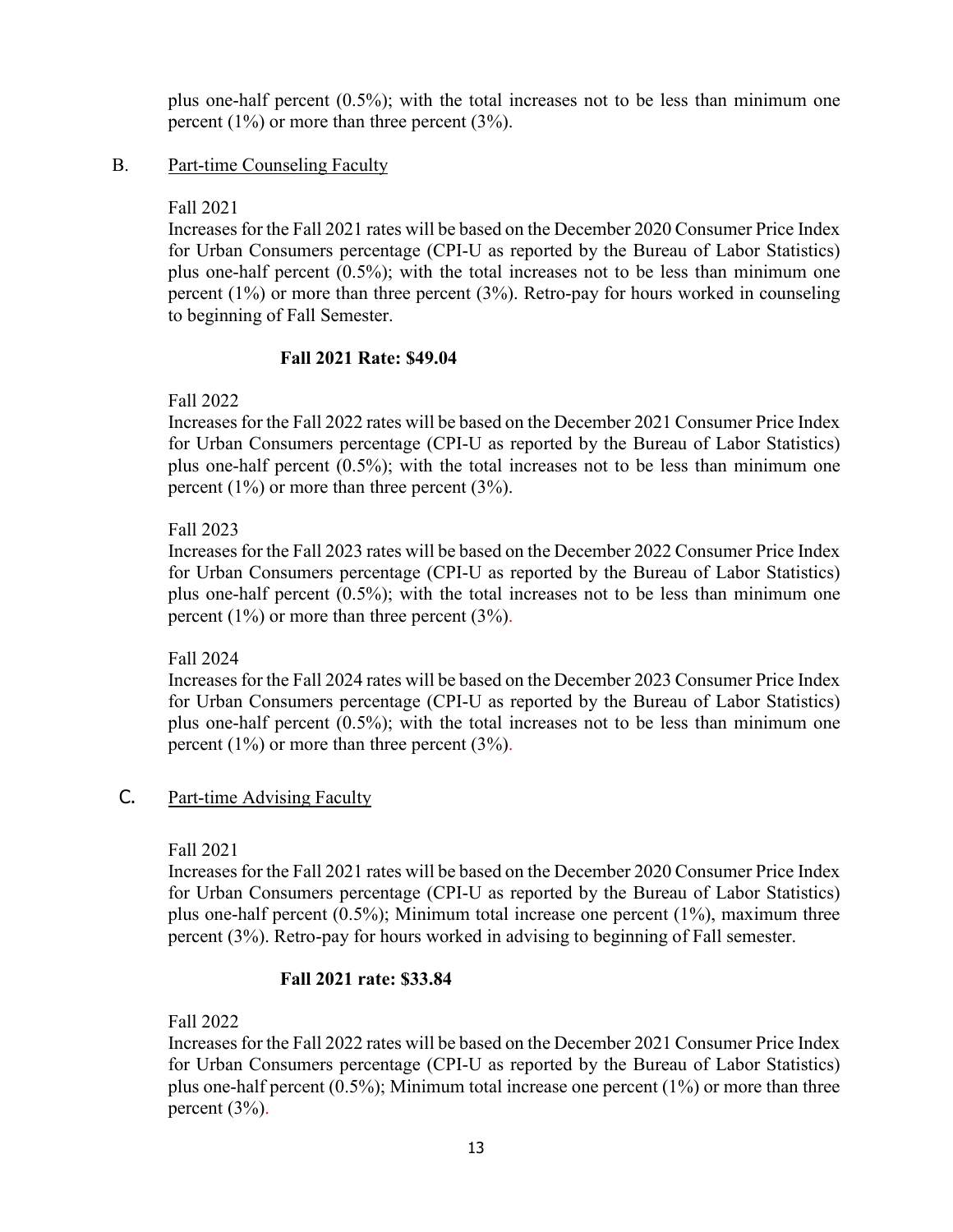plus one-half percent (0.5%); with the total increases not to be less than minimum one percent (1%) or more than three percent (3%).

B. Part-time Counseling Faculty

Fall 2021
Increases for the Fall 2021 rates will be based on the December 2020 Consumer Price Index for Urban Consumers percentage (CPI-U as reported by the Bureau of Labor Statistics) plus one-half percent (0.5%); with the total increases not to be less than minimum one percent (1%) or more than three percent (3%). Retro-pay for hours worked in counseling to beginning of Fall Semester.

**Fall 2021 Rate: $49.04**

Fall 2022
Increases for the Fall 2022 rates will be based on the December 2021 Consumer Price Index for Urban Consumers percentage (CPI-U as reported by the Bureau of Labor Statistics) plus one-half percent (0.5%); with the total increases not to be less than minimum one percent (1%) or more than three percent (3%).

Fall 2023
Increases for the Fall 2023 rates will be based on the December 2022 Consumer Price Index for Urban Consumers percentage (CPI-U as reported by the Bureau of Labor Statistics) plus one-half percent (0.5%); with the total increases not to be less than minimum one percent (1%) or more than three percent (3%).

Fall 2024
Increases for the Fall 2024 rates will be based on the December 2023 Consumer Price Index for Urban Consumers percentage (CPI-U as reported by the Bureau of Labor Statistics) plus one-half percent (0.5%); with the total increases not to be less than minimum one percent (1%) or more than three percent (3%).

C. Part-time Advising Faculty

Fall 2021
Increases for the Fall 2021 rates will be based on the December 2020 Consumer Price Index for Urban Consumers percentage (CPI-U as reported by the Bureau of Labor Statistics) plus one-half percent (0.5%); Minimum total increase one percent (1%), maximum three percent (3%). Retro-pay for hours worked in advising to beginning of Fall semester.

**Fall 2021 rate: $33.84**

Fall 2022
Increases for the Fall 2022 rates will be based on the December 2021 Consumer Price Index for Urban Consumers percentage (CPI-U as reported by the Bureau of Labor Statistics) plus one-half percent (0.5%); Minimum total increase one percent (1%) or more than three percent (3%).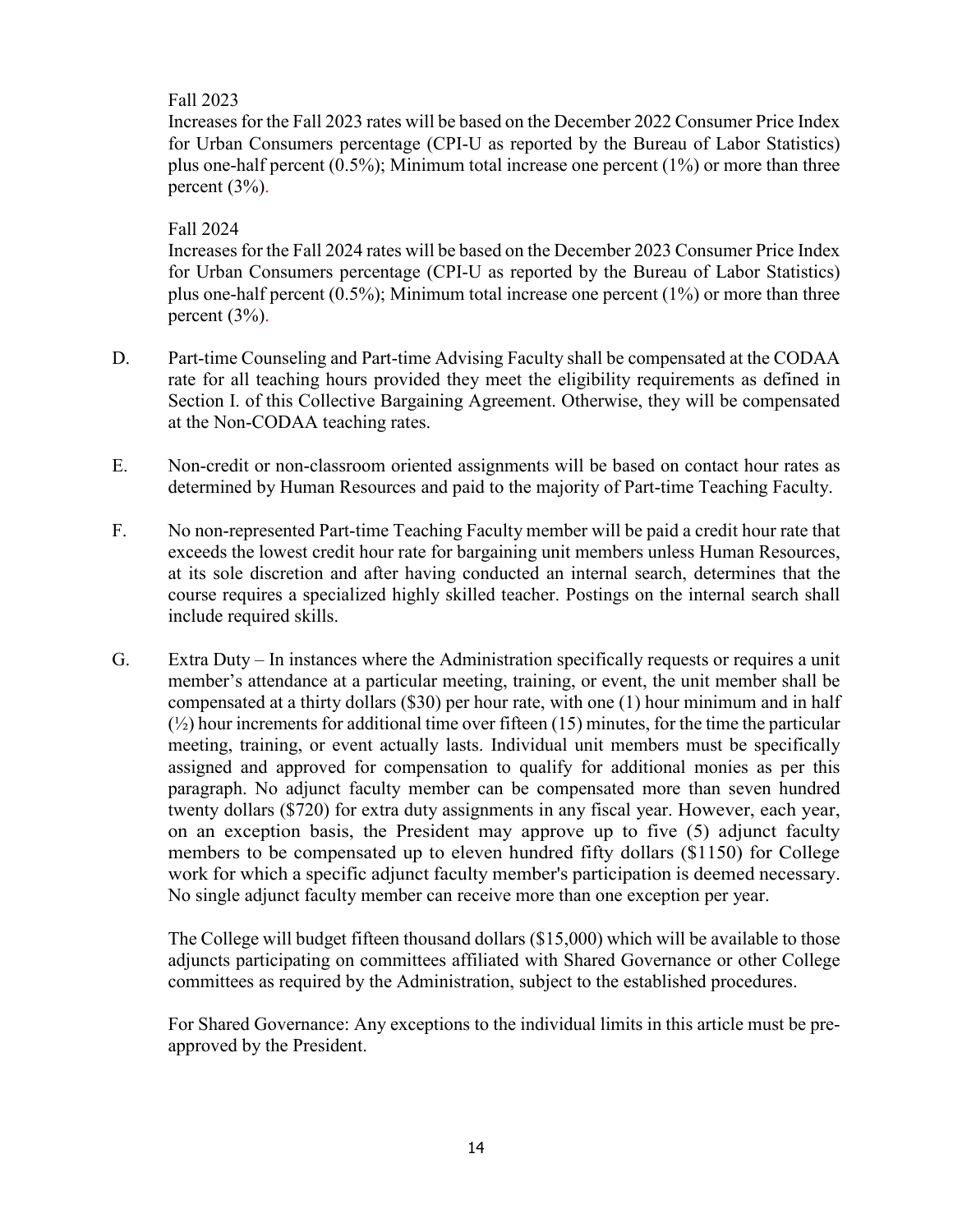Fall 2023

Increases for the Fall 2023 rates will be based on the December 2022 Consumer Price Index for Urban Consumers percentage (CPI-U as reported by the Bureau of Labor Statistics) plus one-half percent (0.5%); Minimum total increase one percent (1%) or more than three percent (3%).

Fall 2024

Increases for the Fall 2024 rates will be based on the December 2023 Consumer Price Index for Urban Consumers percentage (CPI-U as reported by the Bureau of Labor Statistics) plus one-half percent (0.5%); Minimum total increase one percent (1%) or more than three percent (3%).

D. Part-time Counseling and Part-time Advising Faculty shall be compensated at the CODAA rate for all teaching hours provided they meet the eligibility requirements as defined in Section I. of this Collective Bargaining Agreement. Otherwise, they will be compensated at the Non-CODAA teaching rates.

E. Non-credit or non-classroom oriented assignments will be based on contact hour rates as determined by Human Resources and paid to the majority of Part-time Teaching Faculty.

F. No non-represented Part-time Teaching Faculty member will be paid a credit hour rate that exceeds the lowest credit hour rate for bargaining unit members unless Human Resources, at its sole discretion and after having conducted an internal search, determines that the course requires a specialized highly skilled teacher. Postings on the internal search shall include required skills.

G. Extra Duty – In instances where the Administration specifically requests or requires a unit member's attendance at a particular meeting, training, or event, the unit member shall be compensated at a thirty dollars ($30) per hour rate, with one (1) hour minimum and in half (½) hour increments for additional time over fifteen (15) minutes, for the time the particular meeting, training, or event actually lasts. Individual unit members must be specifically assigned and approved for compensation to qualify for additional monies as per this paragraph. No adjunct faculty member can be compensated more than seven hundred twenty dollars ($720) for extra duty assignments in any fiscal year. However, each year, on an exception basis, the President may approve up to five (5) adjunct faculty members to be compensated up to eleven hundred fifty dollars ($1150) for College work for which a specific adjunct faculty member's participation is deemed necessary. No single adjunct faculty member can receive more than one exception per year.

The College will budget fifteen thousand dollars ($15,000) which will be available to those adjuncts participating on committees affiliated with Shared Governance or other College committees as required by the Administration, subject to the established procedures.

For Shared Governance: Any exceptions to the individual limits in this article must be pre-approved by the President.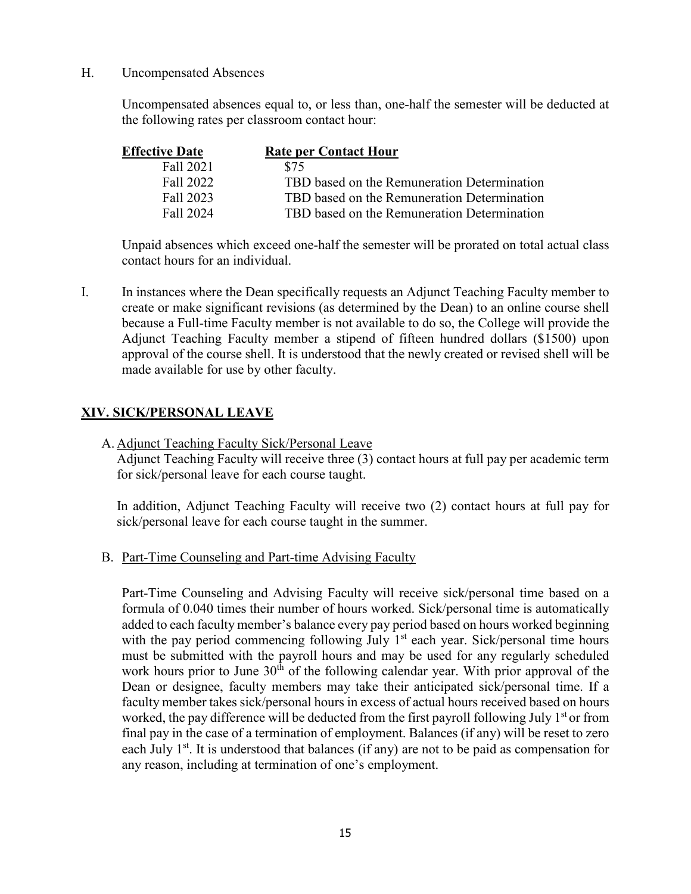H. Uncompensated Absences

Uncompensated absences equal to, or less than, one-half the semester will be deducted at the following rates per classroom contact hour:

| **Effective Date** | **Rate per Contact Hour** |
|---|---|
| Fall 2021 | $75 |
| Fall 2022 | TBD based on the Remuneration Determination |
| Fall 2023 | TBD based on the Remuneration Determination |
| Fall 2024 | TBD based on the Remuneration Determination |

Unpaid absences which exceed one-half the semester will be prorated on total actual class contact hours for an individual.

I. In instances where the Dean specifically requests an Adjunct Teaching Faculty member to create or make significant revisions (as determined by the Dean) to an online course shell because a Full-time Faculty member is not available to do so, the College will provide the Adjunct Teaching Faculty member a stipend of fifteen hundred dollars ($1500) upon approval of the course shell. It is understood that the newly created or revised shell will be made available for use by other faculty.

## XIV. SICK/PERSONAL LEAVE

A. Adjunct Teaching Faculty Sick/Personal Leave

Adjunct Teaching Faculty will receive three (3) contact hours at full pay per academic term for sick/personal leave for each course taught.

In addition, Adjunct Teaching Faculty will receive two (2) contact hours at full pay for sick/personal leave for each course taught in the summer.

B. Part-Time Counseling and Part-time Advising Faculty

Part-Time Counseling and Advising Faculty will receive sick/personal time based on a formula of 0.040 times their number of hours worked. Sick/personal time is automatically added to each faculty member's balance every pay period based on hours worked beginning with the pay period commencing following July 1st each year. Sick/personal time hours must be submitted with the payroll hours and may be used for any regularly scheduled work hours prior to June 30th of the following calendar year. With prior approval of the Dean or designee, faculty members may take their anticipated sick/personal time. If a faculty member takes sick/personal hours in excess of actual hours received based on hours worked, the pay difference will be deducted from the first payroll following July 1st or from final pay in the case of a termination of employment. Balances (if any) will be reset to zero each July 1st. It is understood that balances (if any) are not to be paid as compensation for any reason, including at termination of one's employment.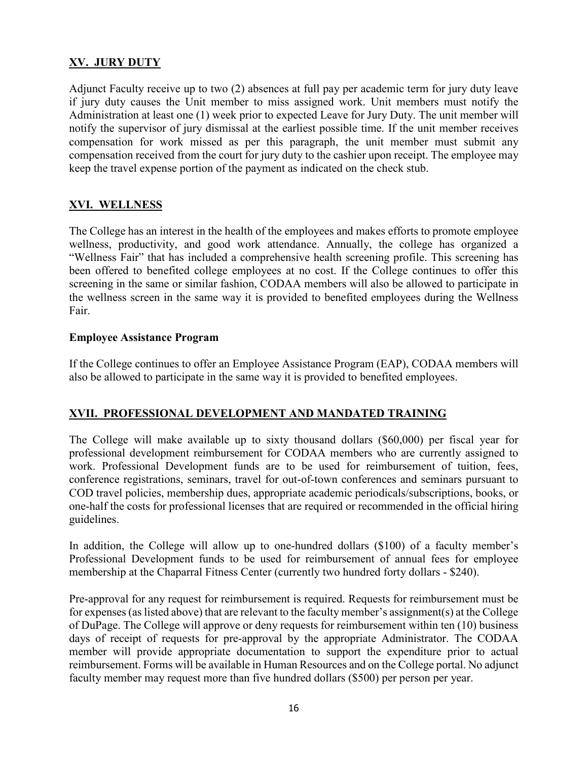## XV. JURY DUTY

Adjunct Faculty receive up to two (2) absences at full pay per academic term for jury duty leave if jury duty causes the Unit member to miss assigned work. Unit members must notify the Administration at least one (1) week prior to expected Leave for Jury Duty. The unit member will notify the supervisor of jury dismissal at the earliest possible time. If the unit member receives compensation for work missed as per this paragraph, the unit member must submit any compensation received from the court for jury duty to the cashier upon receipt. The employee may keep the travel expense portion of the payment as indicated on the check stub.

## XVI. WELLNESS

The College has an interest in the health of the employees and makes efforts to promote employee wellness, productivity, and good work attendance. Annually, the college has organized a "Wellness Fair" that has included a comprehensive health screening profile. This screening has been offered to benefited college employees at no cost. If the College continues to offer this screening in the same or similar fashion, CODAA members will also be allowed to participate in the wellness screen in the same way it is provided to benefited employees during the Wellness Fair.

### Employee Assistance Program

If the College continues to offer an Employee Assistance Program (EAP), CODAA members will also be allowed to participate in the same way it is provided to benefited employees.

## XVII. PROFESSIONAL DEVELOPMENT AND MANDATED TRAINING

The College will make available up to sixty thousand dollars ($60,000) per fiscal year for professional development reimbursement for CODAA members who are currently assigned to work. Professional Development funds are to be used for reimbursement of tuition, fees, conference registrations, seminars, travel for out-of-town conferences and seminars pursuant to COD travel policies, membership dues, appropriate academic periodicals/subscriptions, books, or one-half the costs for professional licenses that are required or recommended in the official hiring guidelines.

In addition, the College will allow up to one-hundred dollars ($100) of a faculty member's Professional Development funds to be used for reimbursement of annual fees for employee membership at the Chaparral Fitness Center (currently two hundred forty dollars - $240).

Pre-approval for any request for reimbursement is required. Requests for reimbursement must be for expenses (as listed above) that are relevant to the faculty member's assignment(s) at the College of DuPage. The College will approve or deny requests for reimbursement within ten (10) business days of receipt of requests for pre-approval by the appropriate Administrator. The CODAA member will provide appropriate documentation to support the expenditure prior to actual reimbursement. Forms will be available in Human Resources and on the College portal. No adjunct faculty member may request more than five hundred dollars ($500) per person per year.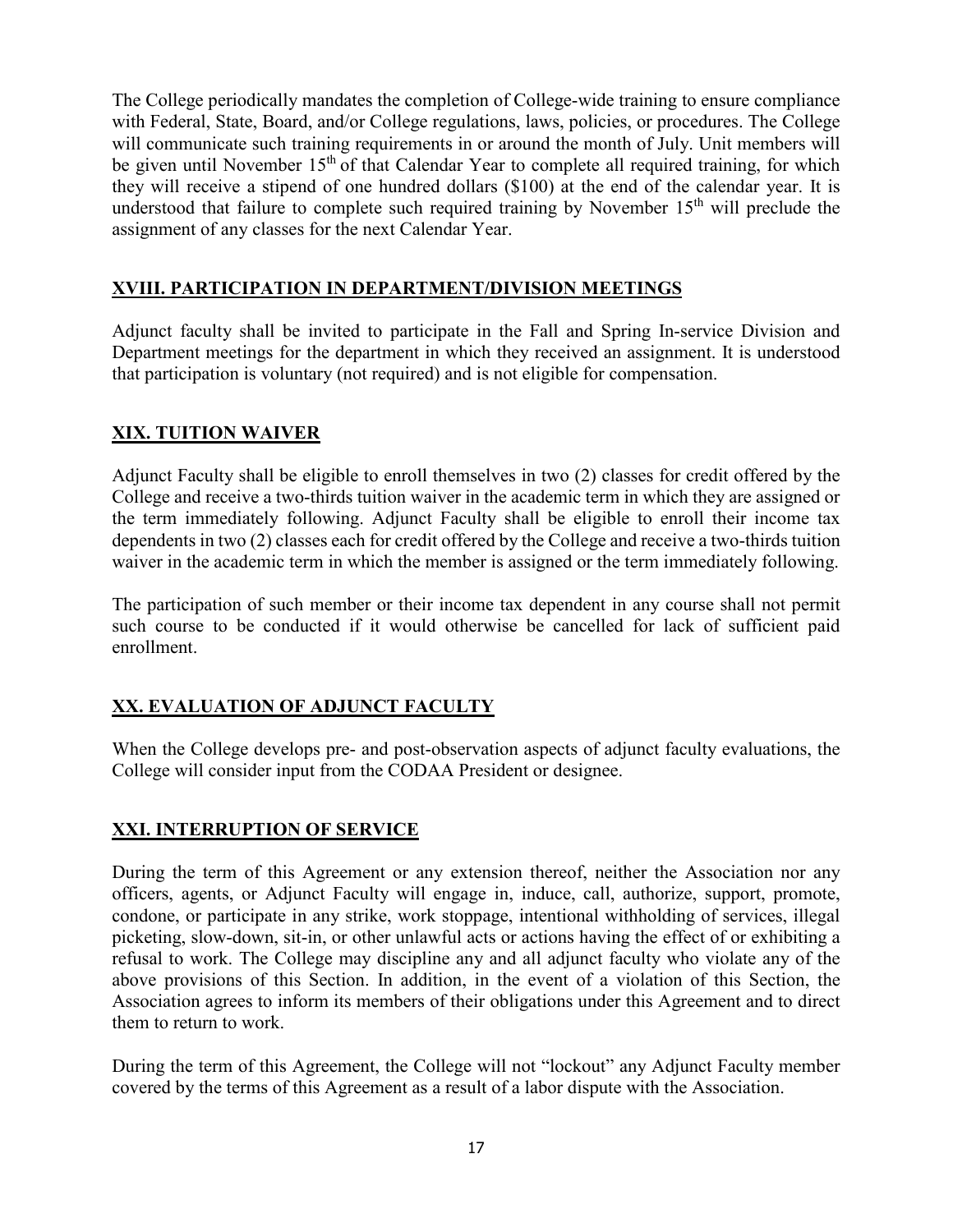The College periodically mandates the completion of College-wide training to ensure compliance with Federal, State, Board, and/or College regulations, laws, policies, or procedures. The College will communicate such training requirements in or around the month of July. Unit members will be given until November 15th of that Calendar Year to complete all required training, for which they will receive a stipend of one hundred dollars ($100) at the end of the calendar year. It is understood that failure to complete such required training by November 15th will preclude the assignment of any classes for the next Calendar Year.

## XVIII. PARTICIPATION IN DEPARTMENT/DIVISION MEETINGS

Adjunct faculty shall be invited to participate in the Fall and Spring In-service Division and Department meetings for the department in which they received an assignment. It is understood that participation is voluntary (not required) and is not eligible for compensation.

## XIX. TUITION WAIVER

Adjunct Faculty shall be eligible to enroll themselves in two (2) classes for credit offered by the College and receive a two-thirds tuition waiver in the academic term in which they are assigned or the term immediately following. Adjunct Faculty shall be eligible to enroll their income tax dependents in two (2) classes each for credit offered by the College and receive a two-thirds tuition waiver in the academic term in which the member is assigned or the term immediately following.

The participation of such member or their income tax dependent in any course shall not permit such course to be conducted if it would otherwise be cancelled for lack of sufficient paid enrollment.

## XX. EVALUATION OF ADJUNCT FACULTY

When the College develops pre- and post-observation aspects of adjunct faculty evaluations, the College will consider input from the CODAA President or designee.

## XXI. INTERRUPTION OF SERVICE

During the term of this Agreement or any extension thereof, neither the Association nor any officers, agents, or Adjunct Faculty will engage in, induce, call, authorize, support, promote, condone, or participate in any strike, work stoppage, intentional withholding of services, illegal picketing, slow-down, sit-in, or other unlawful acts or actions having the effect of or exhibiting a refusal to work. The College may discipline any and all adjunct faculty who violate any of the above provisions of this Section. In addition, in the event of a violation of this Section, the Association agrees to inform its members of their obligations under this Agreement and to direct them to return to work.

During the term of this Agreement, the College will not "lockout" any Adjunct Faculty member covered by the terms of this Agreement as a result of a labor dispute with the Association.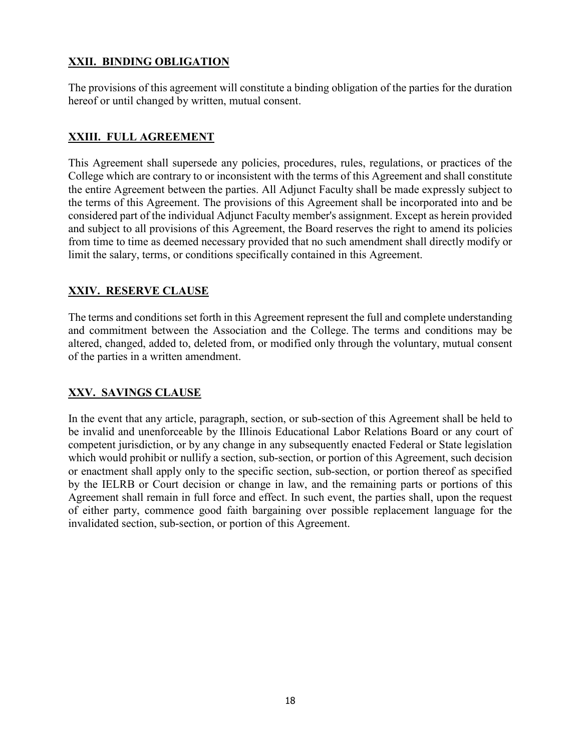## XXII. BINDING OBLIGATION

The provisions of this agreement will constitute a binding obligation of the parties for the duration hereof or until changed by written, mutual consent.

## XXIII. FULL AGREEMENT

This Agreement shall supersede any policies, procedures, rules, regulations, or practices of the College which are contrary to or inconsistent with the terms of this Agreement and shall constitute the entire Agreement between the parties. All Adjunct Faculty shall be made expressly subject to the terms of this Agreement. The provisions of this Agreement shall be incorporated into and be considered part of the individual Adjunct Faculty member's assignment. Except as herein provided and subject to all provisions of this Agreement, the Board reserves the right to amend its policies from time to time as deemed necessary provided that no such amendment shall directly modify or limit the salary, terms, or conditions specifically contained in this Agreement.

## XXIV. RESERVE CLAUSE

The terms and conditions set forth in this Agreement represent the full and complete understanding and commitment between the Association and the College. The terms and conditions may be altered, changed, added to, deleted from, or modified only through the voluntary, mutual consent of the parties in a written amendment.

## XXV. SAVINGS CLAUSE

In the event that any article, paragraph, section, or sub-section of this Agreement shall be held to be invalid and unenforceable by the Illinois Educational Labor Relations Board or any court of competent jurisdiction, or by any change in any subsequently enacted Federal or State legislation which would prohibit or nullify a section, sub-section, or portion of this Agreement, such decision or enactment shall apply only to the specific section, sub-section, or portion thereof as specified by the IELRB or Court decision or change in law, and the remaining parts or portions of this Agreement shall remain in full force and effect. In such event, the parties shall, upon the request of either party, commence good faith bargaining over possible replacement language for the invalidated section, sub-section, or portion of this Agreement.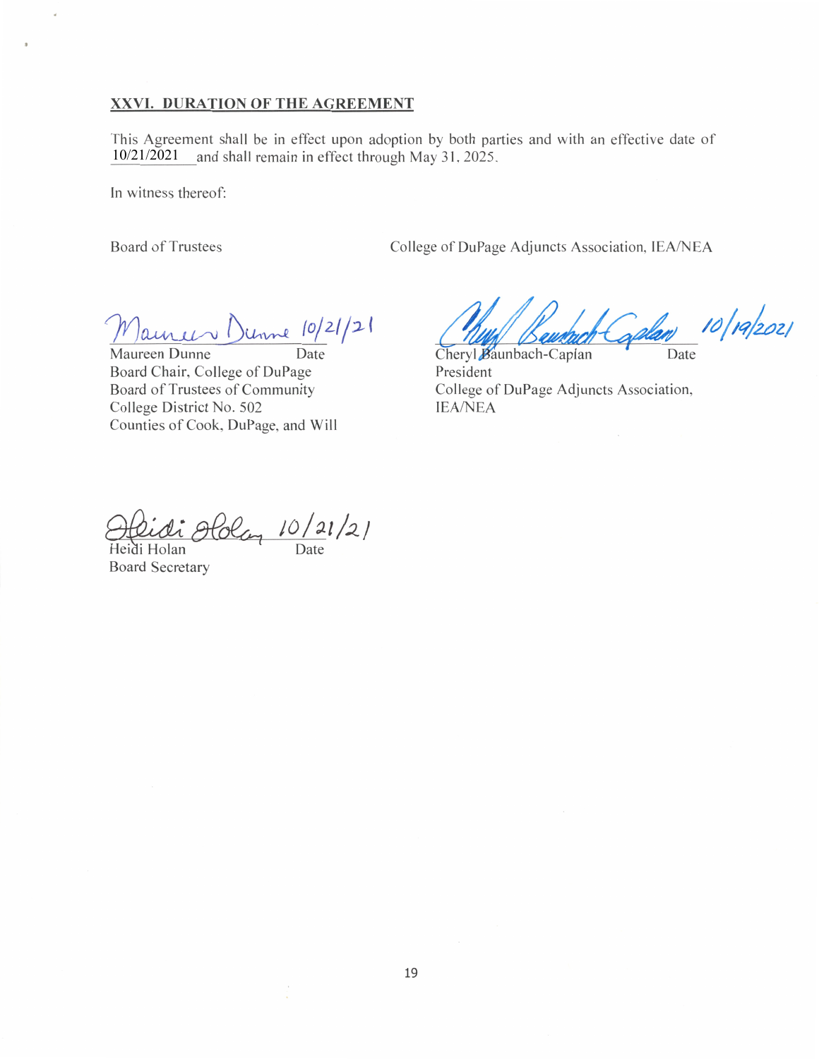## XXVI. DURATION OF THE AGREEMENT

This Agreement shall be in effect upon adoption by both parties and with an effective date of 10/21/2021 and shall remain in effect through May 31, 2025.

In witness thereof:

Board of Trustees

Maureen Dunne 10/21/21
Maureen Dunne — Date
Board Chair, College of DuPage
Board of Trustees of Community
College District No. 502
Counties of Cook, DuPage, and Will

College of DuPage Adjuncts Association, IEA/NEA

Cheryl Baunbach-Caplan 10/19/2021
Cheryl Baunbach-Caplan — Date
President
College of DuPage Adjuncts Association,
IEA/NEA

Heidi Holan 10/21/21
Heidi Holan — Date
Board Secretary